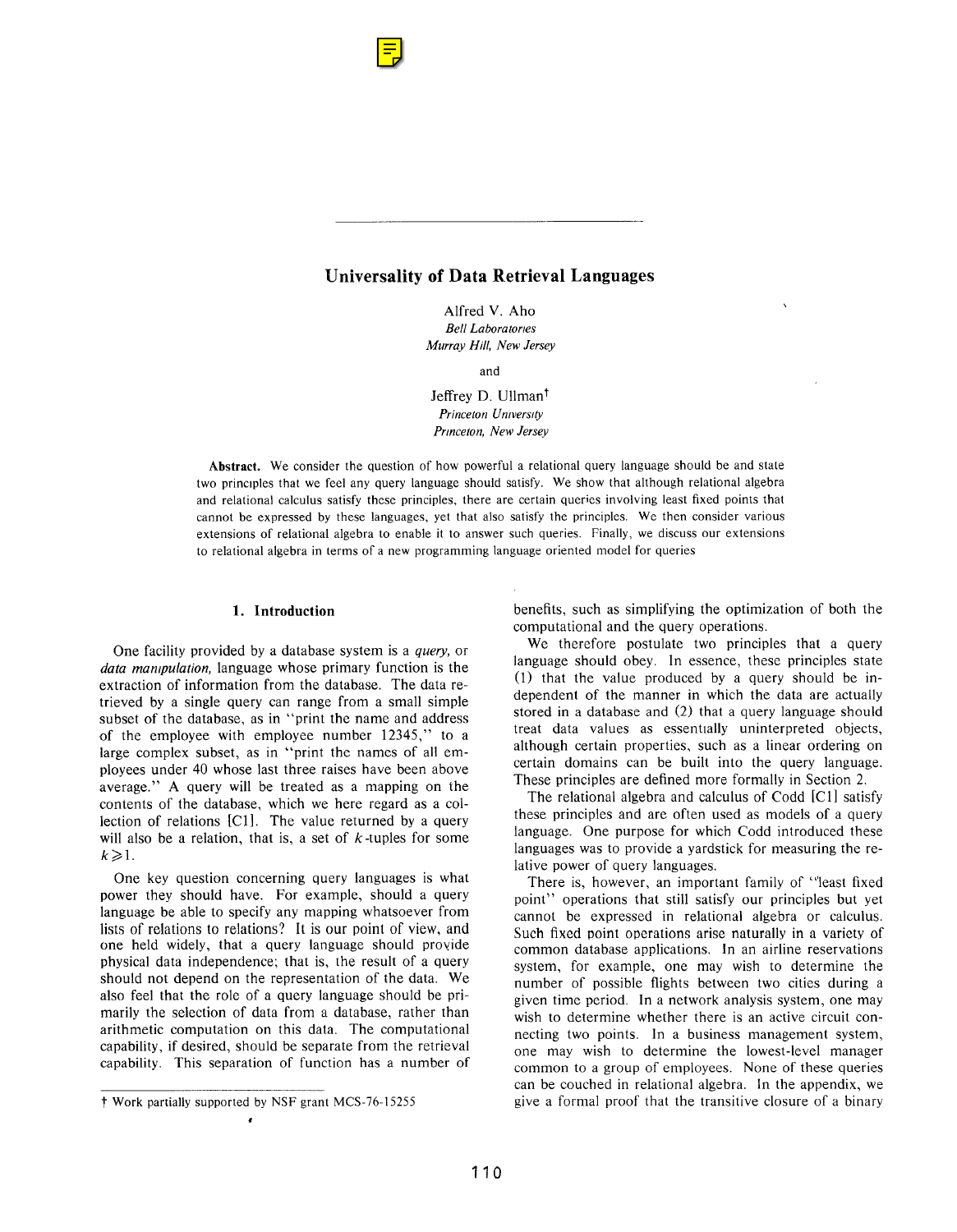# Universality of Data Retrieval Languages

Alfred V. Aho
*Bell Laboratories*
*Murray Hill, New Jersey*

and

Jeffrey D. Ullman†
*Princeton University*
*Princeton, New Jersey*

**Abstract.** We consider the question of how powerful a relational query language should be and state two principles that we feel any query language should satisfy. We show that although relational algebra and relational calculus satisfy these principles, there are certain queries involving least fixed points that cannot be expressed by these languages, yet that also satisfy the principles. We then consider various extensions of relational algebra to enable it to answer such queries. Finally, we discuss our extensions to relational algebra in terms of a new programming language oriented model for queries

## 1. Introduction

One facility provided by a database system is a *query*, or *data manipulation*, language whose primary function is the extraction of information from the database. The data retrieved by a single query can range from a small simple subset of the database, as in "print the name and address of the employee with employee number 12345," to a large complex subset, as in "print the names of all employees under 40 whose last three raises have been above average." A query will be treated as a mapping on the contents of the database, which we here regard as a collection of relations [C1]. The value returned by a query will also be a relation, that is, a set of $k$-tuples for some $k \geqslant 1$.

One key question concerning query languages is what power they should have. For example, should a query language be able to specify any mapping whatsoever from lists of relations to relations? It is our point of view, and one held widely, that a query language should provide physical data independence; that is, the result of a query should not depend on the representation of the data. We also feel that the role of a query language should be primarily the selection of data from a database, rather than arithmetic computation on this data. The computational capability, if desired, should be separate from the retrieval capability. This separation of function has a number of benefits, such as simplifying the optimization of both the computational and the query operations.

We therefore postulate two principles that a query language should obey. In essence, these principles state (1) that the value produced by a query should be independent of the manner in which the data are actually stored in a database and (2) that a query language should treat data values as essentially uninterpreted objects, although certain properties, such as a linear ordering on certain domains can be built into the query language. These principles are defined more formally in Section 2.

The relational algebra and calculus of Codd [C1] satisfy these principles and are often used as models of a query language. One purpose for which Codd introduced these languages was to provide a yardstick for measuring the relative power of query languages.

There is, however, an important family of "least fixed point" operations that still satisfy our principles but yet cannot be expressed in relational algebra or calculus. Such fixed point operations arise naturally in a variety of common database applications. In an airline reservations system, for example, one may wish to determine the number of possible flights between two cities during a given time period. In a network analysis system, one may wish to determine whether there is an active circuit connecting two points. In a business management system, one may wish to determine the lowest-level manager common to a group of employees. None of these queries can be couched in relational algebra. In the appendix, we give a formal proof that the transitive closure of a binary

† Work partially supported by NSF grant MCS-76-15255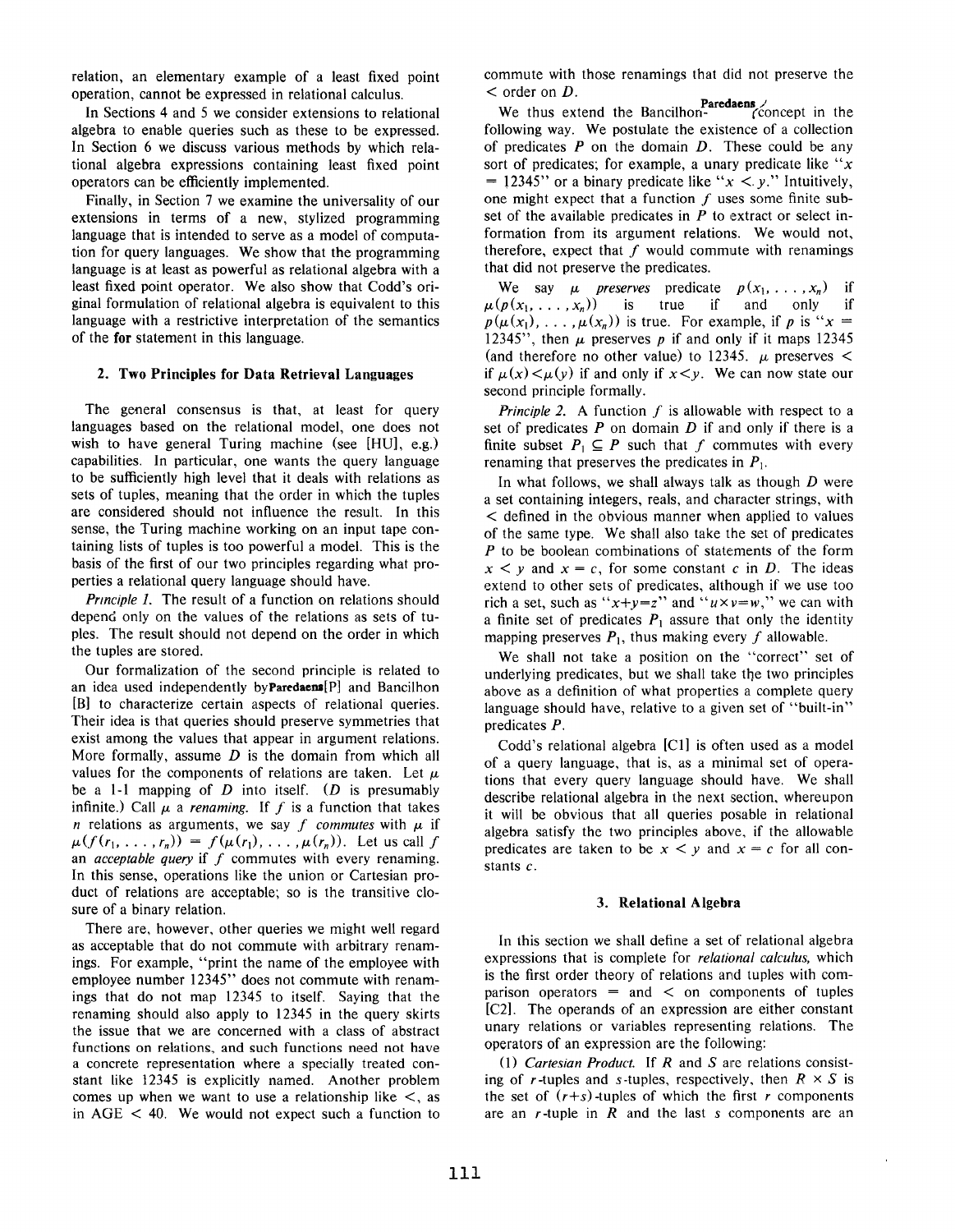relation, an elementary example of a least fixed point operation, cannot be expressed in relational calculus.

In Sections 4 and 5 we consider extensions to relational algebra to enable queries such as these to be expressed. In Section 6 we discuss various methods by which relational algebra expressions containing least fixed point operators can be efficiently implemented.

Finally, in Section 7 we examine the universality of our extensions in terms of a new, stylized programming language that is intended to serve as a model of computation for query languages. We show that the programming language is at least as powerful as relational algebra with a least fixed point operator. We also show that Codd's original formulation of relational algebra is equivalent to this language with a restrictive interpretation of the semantics of the **for** statement in this language.

## 2. Two Principles for Data Retrieval Languages

The general consensus is that, at least for query languages based on the relational model, one does not wish to have general Turing machine (see [HU], e.g.) capabilities. In particular, one wants the query language to be sufficiently high level that it deals with relations as sets of tuples, meaning that the order in which the tuples are considered should not influence the result. In this sense, the Turing machine working on an input tape containing lists of tuples is too powerful a model. This is the basis of the first of our two principles regarding what properties a relational query language should have.

*Principle 1.* The result of a function on relations should depend only on the values of the relations as sets of tuples. The result should not depend on the order in which the tuples are stored.

Our formalization of the second principle is related to an idea used independently by Paredaens [P] and Bancilhon [B] to characterize certain aspects of relational queries. Their idea is that queries should preserve symmetries that exist among the values that appear in argument relations. More formally, assume $D$ is the domain from which all values for the components of relations are taken. Let $\mu$ be a 1-1 mapping of $D$ into itself. ($D$ is presumably infinite.) Call $\mu$ a *renaming*. If $f$ is a function that takes $n$ relations as arguments, we say $f$ *commutes* with $\mu$ if $\mu(f(r_1, \ldots, r_n)) = f(\mu(r_1), \ldots, \mu(r_n))$. Let us call $f$ an *acceptable query* if $f$ commutes with every renaming. In this sense, operations like the union or Cartesian product of relations are acceptable; so is the transitive closure of a binary relation.

There are, however, other queries we might well regard as acceptable that do not commute with arbitrary renamings. For example, "print the name of the employee with employee number 12345" does not commute with renamings that do not map 12345 to itself. Saying that the renaming should also apply to 12345 in the query skirts the issue that we are concerned with a class of abstract functions on relations, and such functions need not have a concrete representation where a specially treated constant like 12345 is explicitly named. Another problem comes up when we want to use a relationship like $<$, as in AGE $<$ 40. We would not expect such a function to commute with those renamings that did not preserve the $<$ order on $D$.

We thus extend the Bancilhon-Paredaens concept in the following way. We postulate the existence of a collection of predicates $P$ on the domain $D$. These could be any sort of predicates; for example, a unary predicate like "$x = 12345$" or a binary predicate like "$x < y$." Intuitively, one might expect that a function $f$ uses some finite subset of the available predicates in $P$ to extract or select information from its argument relations. We would not, therefore, expect that $f$ would commute with renamings that did not preserve the predicates.

We say $\mu$ *preserves* predicate $p(x_1, \ldots, x_n)$ if $\mu(p(x_1, \ldots, x_n))$ is true if and only if $p(\mu(x_1), \ldots, \mu(x_n))$ is true. For example, if $p$ is "$x = 12345$", then $\mu$ preserves $p$ if and only if it maps 12345 (and therefore no other value) to 12345. $\mu$ preserves $<$ if $\mu(x) < \mu(y)$ if and only if $x < y$. We can now state our second principle formally.

*Principle 2.* A function $f$ is allowable with respect to a set of predicates $P$ on domain $D$ if and only if there is a finite subset $P_1 \subseteq P$ such that $f$ commutes with every renaming that preserves the predicates in $P_1$.

In what follows, we shall always talk as though $D$ were a set containing integers, reals, and character strings, with $<$ defined in the obvious manner when applied to values of the same type. We shall also take the set of predicates $P$ to be boolean combinations of statements of the form $x < y$ and $x = c$, for some constant $c$ in $D$. The ideas extend to other sets of predicates, although if we use too rich a set, such as "$x+y=z$" and "$u \times v = w$," we can with a finite set of predicates $P_1$ assure that only the identity mapping preserves $P_1$, thus making every $f$ allowable.

We shall not take a position on the "correct" set of underlying predicates, but we shall take the two principles above as a definition of what properties a complete query language should have, relative to a given set of "built-in" predicates $P$.

Codd's relational algebra [C1] is often used as a model of a query language, that is, as a minimal set of operations that every query language should have. We shall describe relational algebra in the next section, whereupon it will be obvious that all queries posable in relational algebra satisfy the two principles above, if the allowable predicates are taken to be $x < y$ and $x = c$ for all constants $c$.

## 3. Relational Algebra

In this section we shall define a set of relational algebra expressions that is complete for *relational calculus*, which is the first order theory of relations and tuples with comparison operators $=$ and $<$ on components of tuples [C2]. The operands of an expression are either constant unary relations or variables representing relations. The operators of an expression are the following:

(1) *Cartesian Product.* If $R$ and $S$ are relations consisting of $r$-tuples and $s$-tuples, respectively, then $R \times S$ is the set of $(r+s)$-tuples of which the first $r$ components are an $r$-tuple in $R$ and the last $s$ components are an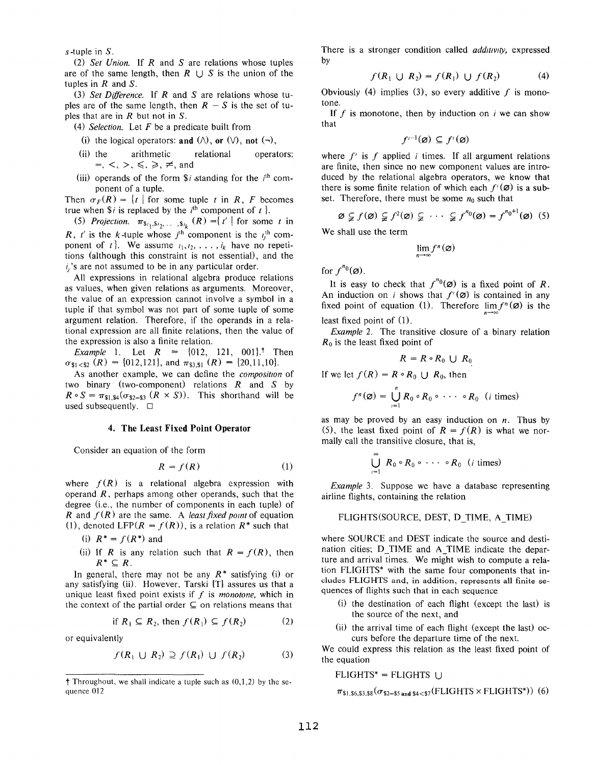$s$-tuple in $S$.

(2) *Set Union.* If $R$ and $S$ are relations whose tuples are of the same length, then $R \cup S$ is the union of the tuples in $R$ and $S$.

(3) *Set Difference.* If $R$ and $S$ are relations whose tuples are of the same length, then $R - S$ is the set of tuples that are in $R$ but not in $S$.

(4) *Selection.* Let $F$ be a predicate built from

(i) the logical operators: **and** ($\wedge$), **or** ($\vee$), **not** ($\neg$),

(ii) the arithmetic relational operators: $=, <, >, \leqslant, \geqslant, \neq$, and

(iii) operands of the form $\$i$ standing for the $i^{\text{th}}$ component of a tuple.

Then $\sigma_F(R) = \{t \mid$ for some tuple $t$ in $R$, $F$ becomes true when $\$i$ is replaced by the $i^{\text{th}}$ component of $t$ $\}$.

(5) *Projection.* $\pi_{\$i_1,\$i_2,\ldots,\$i_k}(R) = \{t' \mid$ for some $t$ in $R$, $t'$ is the $k$-tuple whose $j^{\text{th}}$ component is the $i_j^{\text{th}}$ component of $t\}$. We assume $i_1, i_2, \ldots, i_k$ have no repetitions (although this constraint is not essential), and the $i_j$'s are not assumed to be in any particular order.

All expressions in relational algebra produce relations as values, when given relations as arguments. Moreover, the value of an expression cannot involve a symbol in a tuple if that symbol was not part of some tuple of some argument relation. Therefore, if the operands in a relational expression are all finite relations, then the value of the expression is also a finite relation.

*Example* 1. Let $R = \{012, 121, 001\}$.† Then $\sigma_{\$1<\$2}(R) = \{012, 121\}$, and $\pi_{\$3,\$1}(R) = \{20, 11, 10\}$.

As another example, we can define the *composition* of two binary (two-component) relations $R$ and $S$ by $R \circ S = \pi_{\$1,\$4}(\sigma_{\$2=\$3}(R \times S))$. This shorthand will be used subsequently. □

† Throughout, we shall indicate a tuple such as (0,1,2) by the sequence 012

## 4. The Least Fixed Point Operator

Consider an equation of the form

$$R = f(R) \qquad (1)$$

where $f(R)$ is a relational algebra expression with operand $R$, perhaps among other operands, such that the degree (i.e., the number of components in each tuple) of $R$ and $f(R)$ are the same. A *least fixed point* of equation (1), denoted LFP($R = f(R)$), is a relation $R^*$ such that

(i) $R^* = f(R^*)$ and

(ii) If $R$ is any relation such that $R = f(R)$, then $R^* \subseteq R$.

In general, there may not be any $R^*$ satisfying (i) or any satisfying (ii). However, Tarski [T] assures us that a unique least fixed point exists if $f$ is *monotone*, which in the context of the partial order $\subseteq$ on relations means that

$$\text{if } R_1 \subseteq R_2, \text{ then } f(R_1) \subseteq f(R_2) \qquad (2)$$

or equivalently

$$f(R_1 \cup R_2) \supseteq f(R_1) \cup f(R_2) \qquad (3)$$

There is a stronger condition called *additivity*, expressed by

$$f(R_1 \cup R_2) = f(R_1) \cup f(R_2) \qquad (4)$$

Obviously (4) implies (3), so every additive $f$ is monotone.

If $f$ is monotone, then by induction on $i$ we can show that

$$f^{i-1}(\emptyset) \subseteq f^i(\emptyset)$$

where $f^i$ is $f$ applied $i$ times. If all argument relations are finite, then since no new component values are introduced by the relational algebra operators, we know that there is some finite relation of which each $f^i(\emptyset)$ is a subset. Therefore, there must be some $n_0$ such that

$$\emptyset \subsetneqq f(\emptyset) \subsetneqq f^2(\emptyset) \subsetneqq \cdots \subsetneqq f^{n_0}(\emptyset) = f^{n_0+1}(\emptyset) \qquad (5)$$

We shall use the term

$$\lim_{n\to\infty} f^n(\emptyset)$$

for $f^{n_0}(\emptyset)$.

It is easy to check that $f^{n_0}(\emptyset)$ is a fixed point of $R$. An induction on $i$ shows that $f^i(\emptyset)$ is contained in any fixed point of equation (1). Therefore $\lim_{n\to\infty} f^n(\emptyset)$ is the least fixed point of (1).

*Example* 2. The transitive closure of a binary relation $R_0$ is the least fixed point of

$$R = R \circ R_0 \cup R_0$$

If we let $f(R) = R \circ R_0 \cup R_0$, then

$$f^n(\emptyset) = \bigcup_{i=1}^{n} R_0 \circ R_0 \circ \cdots \circ R_0 \ \ (i \text{ times})$$

as may be proved by an easy induction on $n$. Thus by (5), the least fixed point of $R = f(R)$ is what we normally call the transitive closure, that is,

$$\bigcup_{i=1}^{\infty} R_0 \circ R_0 \circ \cdots \circ R_0 \ \ (i \text{ times})$$

*Example* 3. Suppose we have a database representing airline flights, containing the relation

FLIGHTS(SOURCE, DEST, D_TIME, A_TIME)

where SOURCE and DEST indicate the source and destination cities; D_TIME and A_TIME indicate the departure and arrival times. We might wish to compute a relation FLIGHTS* with the same four components that includes FLIGHTS and, in addition, represents all finite sequences of flights such that in each sequence

(i) the destination of each flight (except the last) is the source of the next, and

(ii) the arrival time of each flight (except the last) occurs before the departure time of the next.

We could express this relation as the least fixed point of the equation

$$\text{FLIGHTS}^* = \text{FLIGHTS} \cup$$
$$\pi_{\$1,\$6,\$3,\$8}(\sigma_{\$2=\$5 \text{ and } \$4<\$7}(\text{FLIGHTS} \times \text{FLIGHTS}^*)) \qquad (6)$$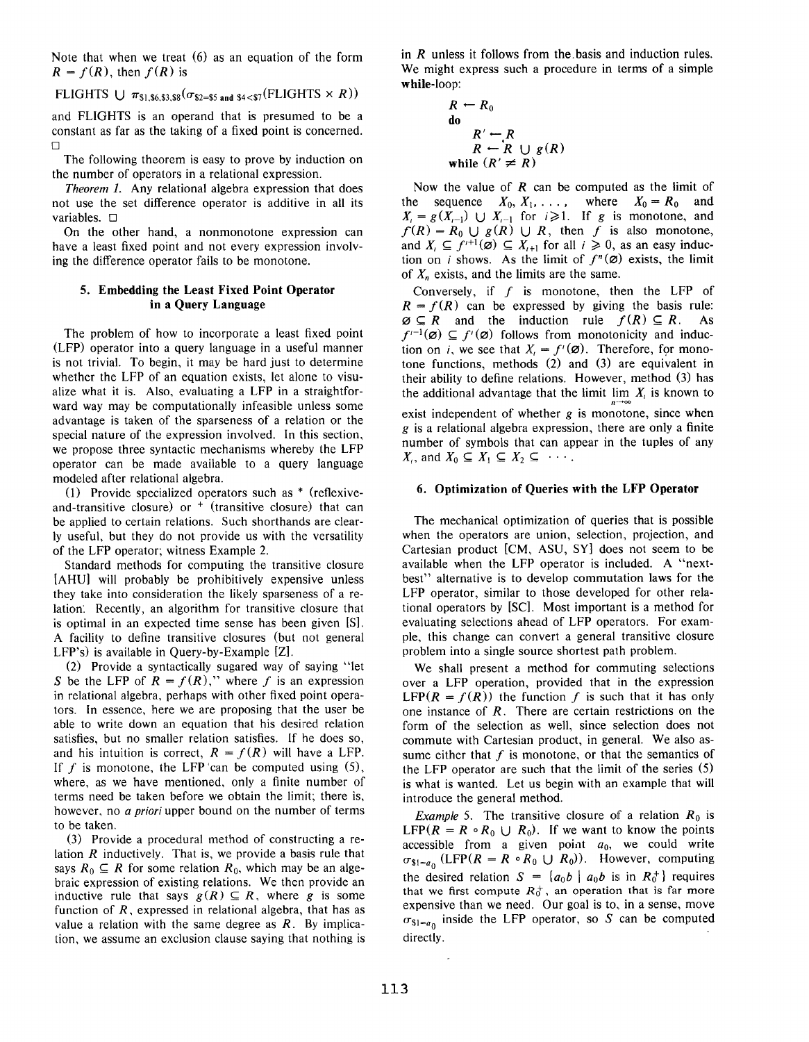Note that when we treat (6) as an equation of the form $R = f(R)$, then $f(R)$ is

$$\text{FLIGHTS} \cup \pi_{\$1,\$6,\$3,\$8}(\sigma_{\$2=\$5 \text{ and } \$4<\$7}(\text{FLIGHTS} \times R))$$

and FLIGHTS is an operand that is presumed to be a constant as far as the taking of a fixed point is concerned. □

The following theorem is easy to prove by induction on the number of operators in a relational expression.

*Theorem 1.* Any relational algebra expression that does not use the set difference operator is additive in all its variables. □

On the other hand, a nonmonotone expression can have a least fixed point and not every expression involving the difference operator fails to be monotone.

## 5. Embedding the Least Fixed Point Operator in a Query Language

The problem of how to incorporate a least fixed point (LFP) operator into a query language in a useful manner is not trivial. To begin, it may be hard just to determine whether the LFP of an equation exists, let alone to visualize what it is. Also, evaluating a LFP in a straightforward way may be computationally infeasible unless some advantage is taken of the sparseness of a relation or the special nature of the expression involved. In this section, we propose three syntactic mechanisms whereby the LFP operator can be made available to a query language modeled after relational algebra.

(1) Provide specialized operators such as * (reflexive-and-transitive closure) or + (transitive closure) that can be applied to certain relations. Such shorthands are clearly useful, but they do not provide us with the versatility of the LFP operator; witness Example 2.

Standard methods for computing the transitive closure [AHU] will probably be prohibitively expensive unless they take into consideration the likely sparseness of a relation. Recently, an algorithm for transitive closure that is optimal in an expected time sense has been given [S]. A facility to define transitive closures (but not general LFP's) is available in Query-by-Example [Z].

(2) Provide a syntactically sugared way of saying "let $S$ be the LFP of $R = f(R)$," where $f$ is an expression in relational algebra, perhaps with other fixed point operators. In essence, here we are proposing that the user be able to write down an equation that his desired relation satisfies, but no smaller relation satisfies. If he does so, and his intuition is correct, $R = f(R)$ will have a LFP. If $f$ is monotone, the LFP can be computed using (5), where, as we have mentioned, only a finite number of terms need be taken before we obtain the limit; there is, however, no *a priori* upper bound on the number of terms to be taken.

(3) Provide a procedural method of constructing a relation $R$ inductively. That is, we provide a basis rule that says $R_0 \subseteq R$ for some relation $R_0$, which may be an algebraic expression of existing relations. We then provide an inductive rule that says $g(R) \subseteq R$, where $g$ is some function of $R$, expressed in relational algebra, that has as value a relation with the same degree as $R$. By implication, we assume an exclusion clause saying that nothing is in $R$ unless it follows from the basis and induction rules. We might express such a procedure in terms of a simple **while**-loop:

```
R ← R0
do
    R' ← R
    R ← R ∪ g(R)
while (R' ≠ R)
```

Now the value of $R$ can be computed as the limit of the sequence $X_0, X_1, \ldots,$ where $X_0 = R_0$ and $X_i = g(X_{i-1}) \cup X_{i-1}$ for $i \geq 1$. If $g$ is monotone, and $f(R) = R_0 \cup g(R) \cup R$, then $f$ is also monotone, and $X_i \subseteq f^{i+1}(\varnothing) \subseteq X_{i+1}$ for all $i \geq 0$, as an easy induction on $i$ shows. As the limit of $f^n(\varnothing)$ exists, the limit of $X_n$ exists, and the limits are the same.

Conversely, if $f$ is monotone, then the LFP of $R = f(R)$ can be expressed by giving the basis rule: $\varnothing \subseteq R$ and the induction rule $f(R) \subseteq R$. As $f^{i-1}(\varnothing) \subseteq f^i(\varnothing)$ follows from monotonicity and induction on $i$, we see that $X_i = f^i(\varnothing)$. Therefore, for monotone functions, methods (2) and (3) are equivalent in their ability to define relations. However, method (3) has the additional advantage that the limit $\lim_{n\to\infty} X_i$ is known to exist independent of whether $g$ is monotone, since when $g$ is a relational algebra expression, there are only a finite number of symbols that can appear in the tuples of any $X_i$, and $X_0 \subseteq X_1 \subseteq X_2 \subseteq \cdots$.

## 6. Optimization of Queries with the LFP Operator

The mechanical optimization of queries that is possible when the operators are union, selection, projection, and Cartesian product [CM, ASU, SY] does not seem to be available when the LFP operator is included. A "next-best" alternative is to develop commutation laws for the LFP operator, similar to those developed for other relational operators by [SC]. Most important is a method for evaluating selections ahead of LFP operators. For example, this change can convert a general transitive closure problem into a single source shortest path problem.

We shall present a method for commuting selections over a LFP operation, provided that in the expression $\text{LFP}(R = f(R))$ the function $f$ is such that it has only one instance of $R$. There are certain restrictions on the form of the selection as well, since selection does not commute with Cartesian product, in general. We also assume either that $f$ is monotone, or that the semantics of the LFP operator are such that the limit of the series (5) is what is wanted. Let us begin with an example that will introduce the general method.

*Example 5.* The transitive closure of a relation $R_0$ is $\text{LFP}(R = R \circ R_0 \cup R_0)$. If we want to know the points accessible from a given point $a_0$, we could write $\sigma_{\$1=a_0}(\text{LFP}(R = R \circ R_0 \cup R_0))$. However, computing the desired relation $S = \{a_0 b \mid a_0 b \text{ is in } R_0^+\}$ requires that we first compute $R_0^+$, an operation that is far more expensive than we need. Our goal is to, in a sense, move $\sigma_{\$1=a_0}$ inside the LFP operator, so $S$ can be computed directly.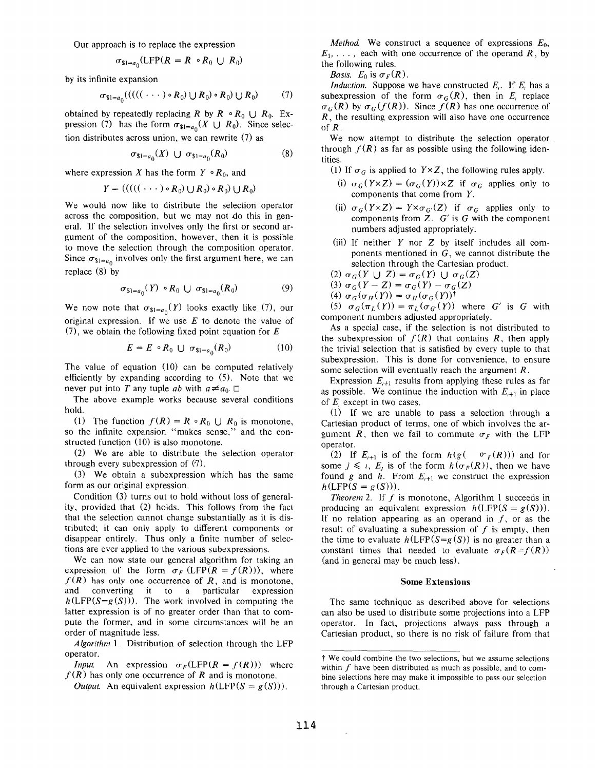Our approach is to replace the expression

$$\sigma_{\$1=a_0}(\text{LFP}(R = R \circ R_0 \cup R_0)$$

by its infinite expansion

$$\sigma_{\$1=a_0}(((((\cdots) \circ R_0) \cup R_0) \circ R_0) \cup R_0) \tag{7}$$

obtained by repeatedly replacing $R$ by $R \circ R_0 \cup R_0$. Expression (7) has the form $\sigma_{\$1=a_0}(X \cup R_0)$. Since selection distributes across union, we can rewrite (7) as

$$\sigma_{\$1=a_0}(X) \cup \sigma_{\$1=a_0}(R_0) \tag{8}$$

where expression $X$ has the form $Y \circ R_0$, and

$$Y = ((((\cdots) \circ R_0) \cup R_0) \circ R_0) \cup R_0)$$

We would now like to distribute the selection operator across the composition, but we may not do this in general. If the selection involves only the first or second argument of the composition, however, then it is possible to move the selection through the composition operator. Since $\sigma_{\$1=a_0}$ involves only the first argument here, we can replace (8) by

$$\sigma_{\$1=a_0}(Y) \circ R_0 \cup \sigma_{\$1=a_0}(R_0) \tag{9}$$

We now note that $\sigma_{\$1=a_0}(Y)$ looks exactly like (7), our original expression. If we use $E$ to denote the value of (7), we obtain the following fixed point equation for $E$

$$E = E \circ R_0 \cup \sigma_{\$1=a_0}(R_0) \tag{10}$$

The value of equation (10) can be computed relatively efficiently by expanding according to (5). Note that we never put into $T$ any tuple $ab$ with $a \neq a_0$. □

The above example works because several conditions hold.

(1) The function $f(R) = R \circ R_0 \cup R_0$ is monotone, so the infinite expansion "makes sense," and the constructed function (10) is also monotone.

(2) We are able to distribute the selection operator through every subexpression of (7).

(3) We obtain a subexpression which has the same form as our original expression.

Condition (3) turns out to hold without loss of generality, provided that (2) holds. This follows from the fact that the selection cannot change substantially as it is distributed; it can only apply to different components or disappear entirely. Thus only a finite number of selections are ever applied to the various subexpressions.

We can now state our general algorithm for taking an expression of the form $\sigma_F$ (LFP$(R = f(R))$), where $f(R)$ has only one occurrence of $R$, and is monotone, and converting it to a particular expression $h(\text{LFP}(S=g(S)))$. The work involved in computing the latter expression is of no greater order than that to compute the former, and in some circumstances will be an order of magnitude less.

*Algorithm* 1. Distribution of selection through the LFP operator.

*Input.* An expression $\sigma_F(\text{LFP}(R = f(R)))$ where $f(R)$ has only one occurrence of $R$ and is monotone.

*Output.* An equivalent expression $h(\text{LFP}(S = g(S)))$.

*Method.* We construct a sequence of expressions $E_0$, $E_1, \ldots$, each with one occurrence of the operand $R$, by the following rules.

*Basis.* $E_0$ is $\sigma_F(R)$.

*Induction.* Suppose we have constructed $E_i$. If $E_i$ has a subexpression of the form $\sigma_G(R)$, then in $E_i$ replace $\sigma_G(R)$ by $\sigma_G(f(R))$. Since $f(R)$ has one occurrence of $R$, the resulting expression will also have one occurrence of $R$.

We now attempt to distribute the selection operator through $f(R)$ as far as possible using the following identities.

(1) If $\sigma_G$ is applied to $Y \times Z$, the following rules apply.

(i) $\sigma_G(Y \times Z) = (\sigma_G(Y)) \times Z$ if $\sigma_G$ applies only to components that come from $Y$.

(ii) $\sigma_G(Y \times Z) = Y \times \sigma_{G'}(Z)$ if $\sigma_G$ applies only to components from $Z$. $G'$ is $G$ with the component numbers adjusted appropriately.

(iii) If neither $Y$ nor $Z$ by itself includes all components mentioned in $G$, we cannot distribute the selection through the Cartesian product.

(2) $\sigma_G(Y \cup Z) = \sigma_G(Y) \cup \sigma_G(Z)$

(3) $\sigma_G(Y - Z) = \sigma_G(Y) - \sigma_G(Z)$

(4) $\sigma_G(\sigma_H(Y)) = \sigma_H(\sigma_G(Y))$†

(5) $\sigma_G(\pi_L(Y)) = \pi_L(\sigma_{G'}(Y))$ where $G'$ is $G$ with component numbers adjusted appropriately.

As a special case, if the selection is not distributed to the subexpression of $f(R)$ that contains $R$, then apply the trivial selection that is satisfied by every tuple to that subexpression. This is done for convenience, to ensure some selection will eventually reach the argument $R$.

Expression $E_{i+1}$ results from applying these rules as far as possible. We continue the induction with $E_{i+1}$ in place of $E_i$ except in two cases.

(1) If we are unable to pass a selection through a Cartesian product of terms, one of which involves the argument $R$, then we fail to commute $\sigma_F$ with the LFP operator.

(2) If $E_{i+1}$ is of the form $h(g(\sigma_F(R)))$ and for some $j \leqslant i$, $E_j$ is of the form $h(\sigma_F(R))$, then we have found $g$ and $h$. From $E_{i+1}$ we construct the expression $h(\text{LFP}(S = g(S)))$.

*Theorem* 2. If $f$ is monotone, Algorithm 1 succeeds in producing an equivalent expression $h(\text{LFP}(S = g(S)))$. If no relation appearing as an operand in $f$, or as the result of evaluating a subexpression of $f$ is empty, then the time to evaluate $h(\text{LFP}(S=g(S)))$ is no greater than a constant times that needed to evaluate $\sigma_F(R=f(R))$ (and in general may be much less).

## Some Extensions

The same technique as described above for selections can also be used to distribute some projections into a LFP operator. In fact, projections always pass through a Cartesian product, so there is no risk of failure from that

† We could combine the two selections, but we assume selections within $f$ have been distributed as much as possible, and to combine selections here may make it impossible to pass our selection through a Cartesian product.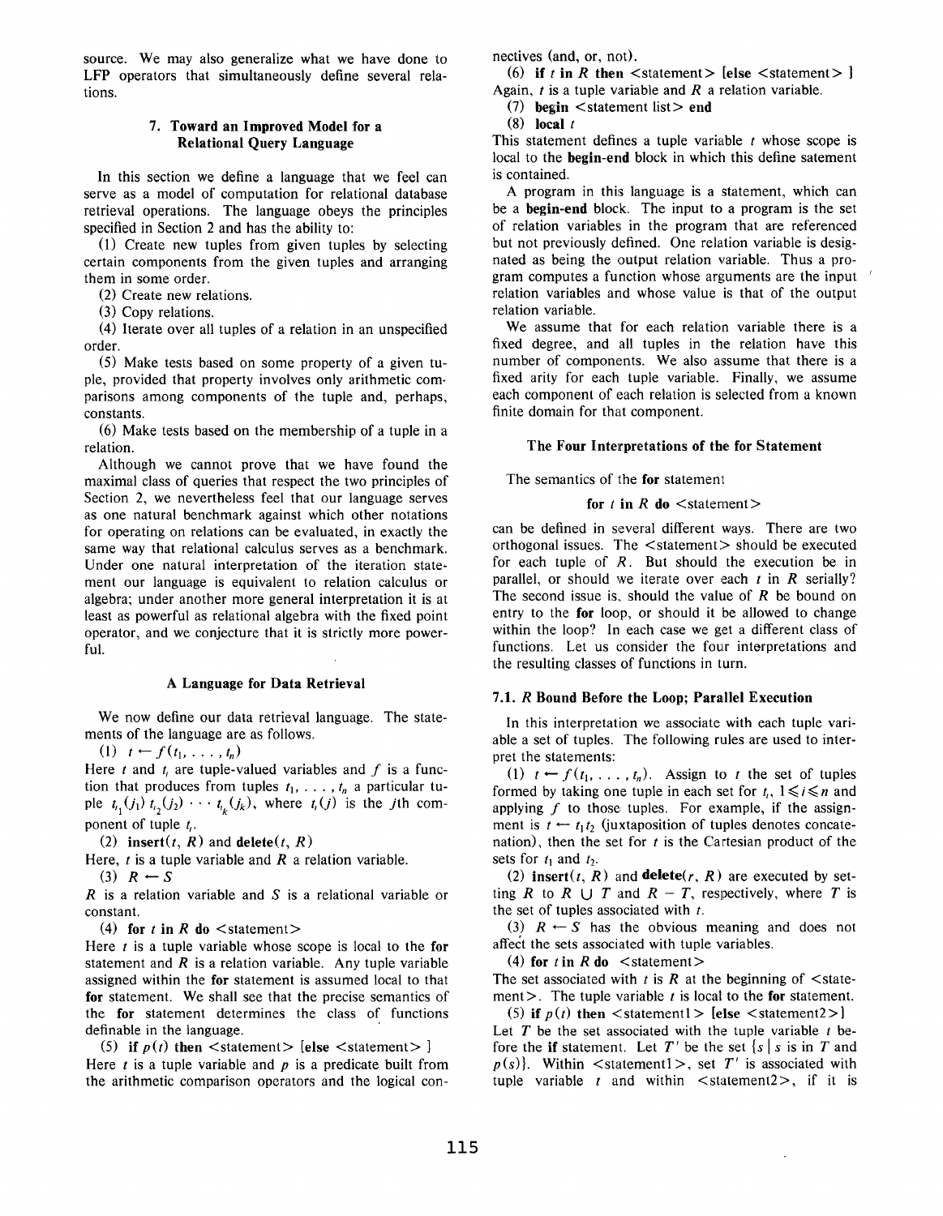source. We may also generalize what we have done to LFP operators that simultaneously define several relations.

## 7. Toward an Improved Model for a Relational Query Language

In this section we define a language that we feel can serve as a model of computation for relational database retrieval operations. The language obeys the principles specified in Section 2 and has the ability to:

(1) Create new tuples from given tuples by selecting certain components from the given tuples and arranging them in some order.

(2) Create new relations.

(3) Copy relations.

(4) Iterate over all tuples of a relation in an unspecified order.

(5) Make tests based on some property of a given tuple, provided that property involves only arithmetic comparisons among components of the tuple and, perhaps, constants.

(6) Make tests based on the membership of a tuple in a relation.

Although we cannot prove that we have found the maximal class of queries that respect the two principles of Section 2, we nevertheless feel that our language serves as one natural benchmark against which other notations for operating on relations can be evaluated, in exactly the same way that relational calculus serves as a benchmark. Under one natural interpretation of the iteration statement our language is equivalent to relation calculus or algebra; under another more general interpretation it is at least as powerful as relational algebra with the fixed point operator, and we conjecture that it is strictly more powerful.

### A Language for Data Retrieval

We now define our data retrieval language. The statements of the language are as follows.

(1) $t \leftarrow f(t_1, \ldots, t_n)$

Here $t$ and $t_i$ are tuple-valued variables and $f$ is a function that produces from tuples $t_1, \ldots, t_n$ a particular tuple $t_{i_1}(j_1)\, t_{i_2}(j_2) \cdots t_{i_k}(j_k)$, where $t_i(j)$ is the $j$th component of tuple $t_i$.

(2) **insert**($t$, $R$) and **delete**($t$, $R$)

Here, $t$ is a tuple variable and $R$ a relation variable.

(3) $R \leftarrow S$

$R$ is a relation variable and $S$ is a relational variable or constant.

(4) **for** $t$ **in** $R$ **do** <statement>

Here $t$ is a tuple variable whose scope is local to the **for** statement and $R$ is a relation variable. Any tuple variable assigned within the **for** statement is assumed local to that **for** statement. We shall see that the precise semantics of the **for** statement determines the class of functions definable in the language.

(5) **if** $p(t)$ **then** <statement> [**else** <statement> ]

Here $t$ is a tuple variable and $p$ is a predicate built from the arithmetic comparison operators and the logical connectives (and, or, not).

(6) **if** $t$ **in** $R$ **then** <statement> [**else** <statement> ]

Again, $t$ is a tuple variable and $R$ a relation variable.

(7) **begin** <statement list> **end**

(8) **local** $t$

This statement defines a tuple variable $t$ whose scope is local to the **begin-end** block in which this define satement is contained.

A program in this language is a statement, which can be a **begin-end** block. The input to a program is the set of relation variables in the program that are referenced but not previously defined. One relation variable is designated as being the output relation variable. Thus a program computes a function whose arguments are the input relation variables and whose value is that of the output relation variable.

We assume that for each relation variable there is a fixed degree, and all tuples in the relation have this number of components. We also assume that there is a fixed arity for each tuple variable. Finally, we assume each component of each relation is selected from a known finite domain for that component.

### The Four Interpretations of the for Statement

The semantics of the **for** statement

**for** $t$ **in** $R$ **do** <statement>

can be defined in several different ways. There are two orthogonal issues. The <statement> should be executed for each tuple of $R$. But should the execution be in parallel, or should we iterate over each $t$ in $R$ serially? The second issue is, should the value of $R$ be bound on entry to the **for** loop, or should it be allowed to change within the loop? In each case we get a different class of functions. Let us consider the four interpretations and the resulting classes of functions in turn.

### 7.1. R Bound Before the Loop; Parallel Execution

In this interpretation we associate with each tuple variable a set of tuples. The following rules are used to interpret the statements:

(1) $t \leftarrow f(t_1, \ldots, t_n)$. Assign to $t$ the set of tuples formed by taking one tuple in each set for $t_i$, $1 \leqslant i \leqslant n$ and applying $f$ to those tuples. For example, if the assignment is $t \leftarrow t_1 t_2$ (juxtaposition of tuples denotes concatenation), then the set for $t$ is the Cartesian product of the sets for $t_1$ and $t_2$.

(2) **insert**($t$, $R$) and **delete**($t$, $R$) are executed by setting $R$ to $R \cup T$ and $R - T$, respectively, where $T$ is the set of tuples associated with $t$.

(3) $R \leftarrow S$ has the obvious meaning and does not affect the sets associated with tuple variables.

(4) **for** $t$ **in** $R$ **do** <statement>

The set associated with $t$ is $R$ at the beginning of <statement>. The tuple variable $t$ is local to the **for** statement.

(5) **if** $p(t)$ **then** <statement1> [**else** <statement2>]

Let $T$ be the set associated with the tuple variable $t$ before the **if** statement. Let $T'$ be the set $\{s \mid s \text{ is in } T \text{ and } p(s)\}$. Within <statement1>, set $T'$ is associated with tuple variable $t$ and within <statement2>, if it is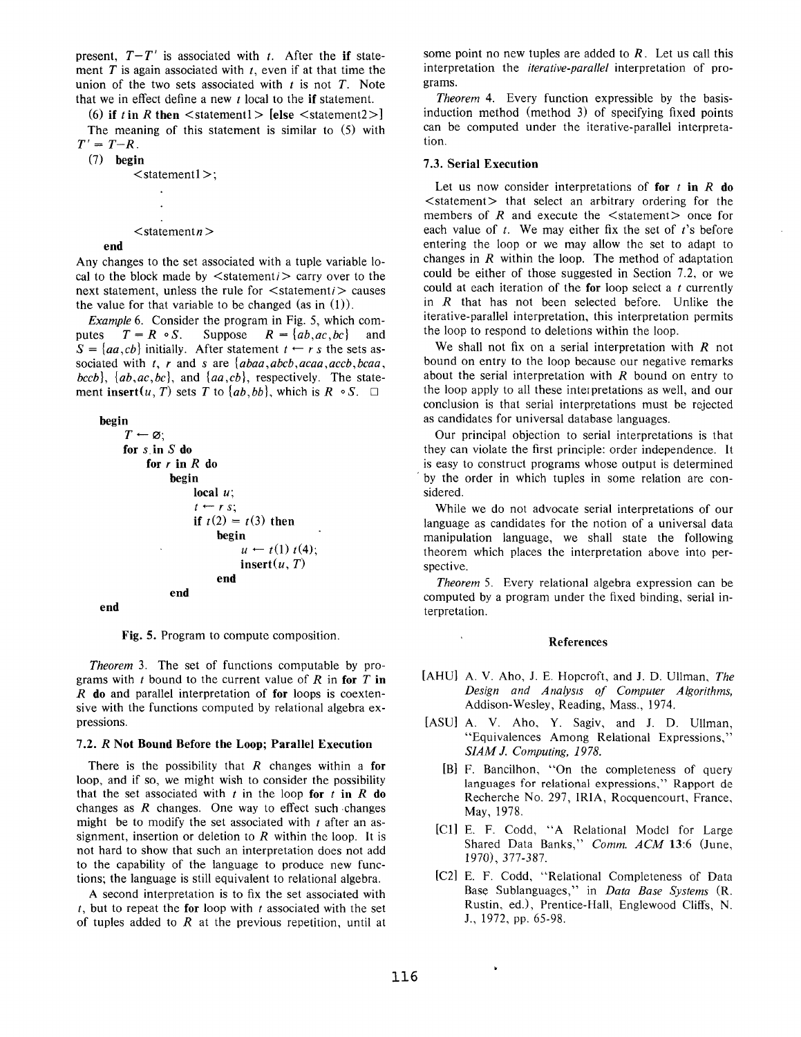present, $T-T'$ is associated with $t$. After the **if** statement $T$ is again associated with $t$, even if at that time the union of the two sets associated with $t$ is not $T$. Note that we in effect define a new $t$ local to the **if** statement.

(6) **if** $t$ **in** $R$ **then** <statement1> [**else** <statement2>]

The meaning of this statement is similar to (5) with $T' = T-R$.

(7) **begin**

```
        <statement1>;
              .
              .
              .
        <statementn>
    end
```

Any changes to the set associated with a tuple variable local to the block made by <statement*i*> carry over to the next statement, unless the rule for <statement*i*> causes the value for that variable to be changed (as in (1)).

*Example* 6. Consider the program in Fig. 5, which computes $T = R \circ S$. Suppose $R = \{ab, ac, bc\}$ and $S = \{aa, cb\}$ initially. After statement $t \leftarrow r\ s$ the sets associated with $t$, $r$ and $s$ are $\{abaa, abcb, acaa, accb, bcaa, bccb\}$, $\{ab, ac, bc\}$, and $\{aa, cb\}$, respectively. The statement **insert**$(u, T)$ sets $T$ to $\{ab, bb\}$, which is $R \circ S$. □

```
begin
    T ← ∅;
    for s in S do
        for r in R do
            begin
                local u;
                t ← r s;
                if t(2) = t(3) then
                    begin
                        u ← t(1) t(4);
                        insert(u, T)
                    end
            end
end
```

Fig. 5. Program to compute composition.

*Theorem* 3. The set of functions computable by programs with $t$ bound to the current value of $R$ in **for** $T$ **in** $R$ **do** and parallel interpretation of **for** loops is coextensive with the functions computed by relational algebra expressions.

### 7.2. $R$ Not Bound Before the Loop; Parallel Execution

There is the possibility that $R$ changes within a **for** loop, and if so, we might wish to consider the possibility that the set associated with $t$ in the loop **for** $t$ **in** $R$ **do** changes as $R$ changes. One way to effect such changes might be to modify the set associated with $t$ after an assignment, insertion or deletion to $R$ within the loop. It is not hard to show that such an interpretation does not add to the capability of the language to produce new functions; the language is still equivalent to relational algebra.

A second interpretation is to fix the set associated with $t$, but to repeat the **for** loop with $t$ associated with the set of tuples added to $R$ at the previous repetition, until at some point no new tuples are added to $R$. Let us call this interpretation the *iterative-parallel* interpretation of programs.

*Theorem* 4. Every function expressible by the basis-induction method (method 3) of specifying fixed points can be computed under the iterative-parallel interpretation.

### 7.3. Serial Execution

Let us now consider interpretations of **for** $t$ **in** $R$ **do** <statement> that select an arbitrary ordering for the members of $R$ and execute the <statement> once for each value of $t$. We may either fix the set of $t$'s before entering the loop or we may allow the set to adapt to changes in $R$ within the loop. The method of adaptation could be either of those suggested in Section 7.2, or we could at each iteration of the **for** loop select a $t$ currently in $R$ that has not been selected before. Unlike the iterative-parallel interpretation, this interpretation permits the loop to respond to deletions within the loop.

We shall not fix on a serial interpretation with $R$ not bound on entry to the loop because our negative remarks about the serial interpretation with $R$ bound on entry to the loop apply to all these interpretations as well, and our conclusion is that serial interpretations must be rejected as candidates for universal database languages.

Our principal objection to serial interpretations is that they can violate the first principle: order independence. It is easy to construct programs whose output is determined by the order in which tuples in some relation are considered.

While we do not advocate serial interpretations of our language as candidates for the notion of a universal data manipulation language, we shall state the following theorem which places the interpretation above into perspective.

*Theorem* 5. Every relational algebra expression can be computed by a program under the fixed binding, serial interpretation.

## References

[AHU] A. V. Aho, J. E. Hopcroft, and J. D. Ullman, *The Design and Analysis of Computer Algorithms*, Addison-Wesley, Reading, Mass., 1974.

[ASU] A. V. Aho, Y. Sagiv, and J. D. Ullman, "Equivalences Among Relational Expressions," *SIAM J. Computing, 1978.*

[B] F. Bancilhon, "On the completeness of query languages for relational expressions," Rapport de Recherche No. 297, IRIA, Rocquencourt, France, May, 1978.

[C1] E. F. Codd, "A Relational Model for Large Shared Data Banks," *Comm. ACM* **13**:6 (June, 1970), 377-387.

[C2] E. F. Codd, "Relational Completeness of Data Base Sublanguages," in *Data Base Systems* (R. Rustin, ed.), Prentice-Hall, Englewood Cliffs, N. J., 1972, pp. 65-98.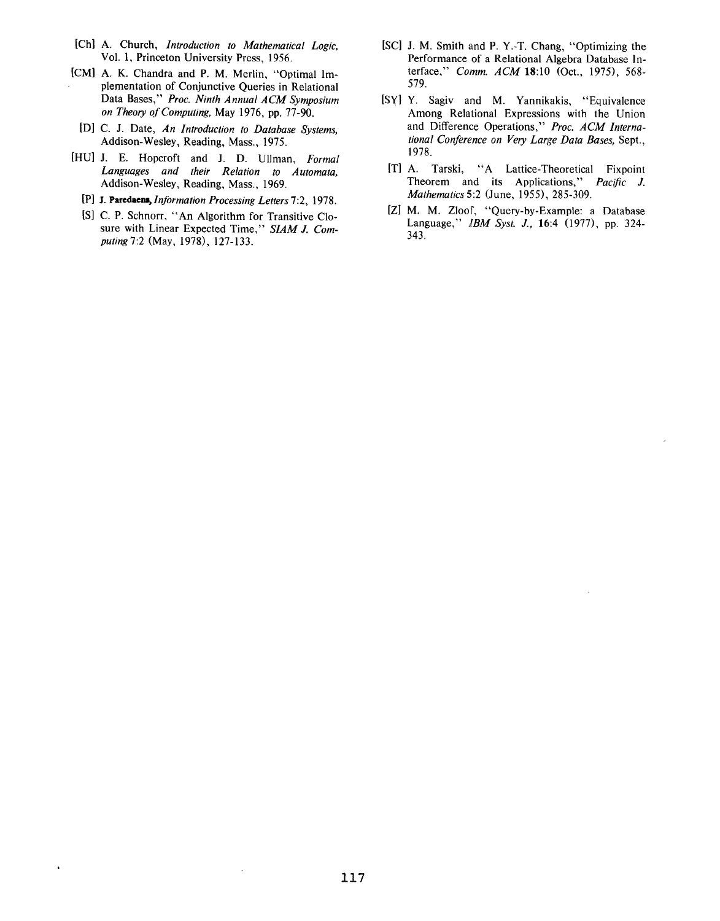[Ch] A. Church, *Introduction to Mathematical Logic,* Vol. 1, Princeton University Press, 1956.

[CM] A. K. Chandra and P. M. Merlin, "Optimal Implementation of Conjunctive Queries in Relational Data Bases," *Proc. Ninth Annual ACM Symposium on Theory of Computing,* May 1976, pp. 77-90.

[D] C. J. Date, *An Introduction to Database Systems,* Addison-Wesley, Reading, Mass., 1975.

[HU] J. E. Hopcroft and J. D. Ullman, *Formal Languages and their Relation to Automata,* Addison-Wesley, Reading, Mass., 1969.

[P] J. Paredaens, *Information Processing Letters* 7:2, 1978.

[S] C. P. Schnorr, "An Algorithm for Transitive Closure with Linear Expected Time," *SIAM J. Computing* 7:2 (May, 1978), 127-133.

[SC] J. M. Smith and P. Y.-T. Chang, "Optimizing the Performance of a Relational Algebra Database Interface," *Comm. ACM* **18**:10 (Oct., 1975), 568-579.

[SY] Y. Sagiv and M. Yannikakis, "Equivalence Among Relational Expressions with the Union and Difference Operations," *Proc. ACM International Conference on Very Large Data Bases,* Sept., 1978.

[T] A. Tarski, "A Lattice-Theoretical Fixpoint Theorem and its Applications," *Pacific J. Mathematics* 5:2 (June, 1955), 285-309.

[Z] M. M. Zloof, "Query-by-Example: a Database Language," *IBM Syst. J.,* **16**:4 (1977), pp. 324-343.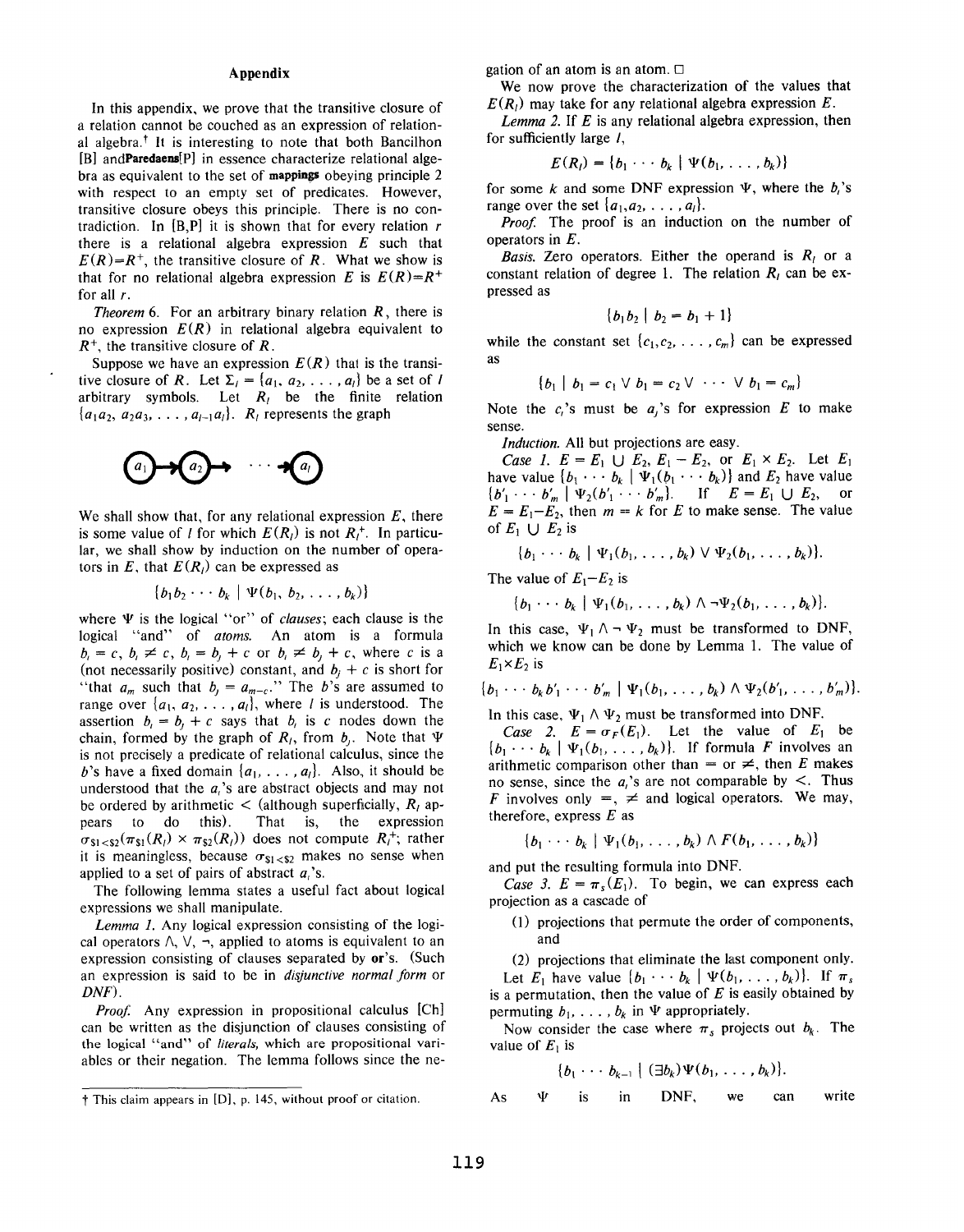## Appendix

In this appendix, we prove that the transitive closure of a relation cannot be couched as an expression of relational algebra.† It is interesting to note that both Bancilhon [B] and Paredaens [P] in essence characterize relational algebra as equivalent to the set of mappings obeying principle 2 with respect to an empty set of predicates. However, transitive closure obeys this principle. There is no contradiction. In [B,P] it is shown that for every relation $r$ there is a relational algebra expression $E$ such that $E(R)=R^+$, the transitive closure of $R$. What we show is that for no relational algebra expression $E$ is $E(R)=R^+$ for all $r$.

*Theorem* 6. For an arbitrary binary relation $R$, there is no expression $E(R)$ in relational algebra equivalent to $R^+$, the transitive closure of $R$.

Suppose we have an expression $E(R)$ that is the transitive closure of $R$. Let $\Sigma_l = \{a_1, a_2, \ldots, a_l\}$ be a set of $l$ arbitrary symbols. Let $R_l$ be the finite relation $\{a_1a_2, a_2a_3, \ldots, a_{l-1}a_l\}$. $R_l$ represents the graph

$a_1$ → $a_2$ → ⋯ → $a_l$

We shall show that, for any relational expression $E$, there is some value of $l$ for which $E(R_l)$ is not $R_l^+$. In particular, we shall show by induction on the number of operators in $E$, that $E(R_l)$ can be expressed as

$$\{b_1 b_2 \cdots b_k \mid \Psi(b_1, b_2, \ldots, b_k)\}$$

where $\Psi$ is the logical "or" of *clauses*; each clause is the logical "and" of *atoms*. An atom is a formula $b_i = c$, $b_i \neq c$, $b_i = b_j + c$ or $b_i \neq b_j + c$, where $c$ is a (not necessarily positive) constant, and $b_j + c$ is short for "that $a_m$ such that $b_j = a_{m-c}$." The $b$'s are assumed to range over $\{a_1, a_2, \ldots, a_l\}$, where $l$ is understood. The assertion $b_i = b_j + c$ says that $b_i$ is $c$ nodes down the chain, formed by the graph of $R_l$, from $b_j$. Note that $\Psi$ is not precisely a predicate of relational calculus, since the $b$'s have a fixed domain $\{a_1, \ldots, a_l\}$. Also, it should be understood that the $a_i$'s are abstract objects and may not be ordered by arithmetic $<$ (although superficially, $R_l$ appears to do this). That is, the expression $\sigma_{\$1<\$2}(\pi_{\$1}(R_l) \times \pi_{\$2}(R_l))$ does not compute $R_l^+$; rather it is meaningless, because $\sigma_{\$1<\$2}$ makes no sense when applied to a set of pairs of abstract $a_i$'s.

The following lemma states a useful fact about logical expressions we shall manipulate.

*Lemma 1.* Any logical expression consisting of the logical operators $\wedge$, $\vee$, $\neg$, applied to atoms is equivalent to an expression consisting of clauses separated by **or**'s. (Such an expression is said to be in *disjunctive normal form* or *DNF*).

*Proof.* Any expression in propositional calculus [Ch] can be written as the disjunction of clauses consisting of the logical "and" of *literals*, which are propositional variables or their negation. The lemma follows since the negation of an atom is an atom. □

We now prove the characterization of the values that $E(R_l)$ may take for any relational algebra expression $E$.

*Lemma 2.* If $E$ is any relational algebra expression, then for sufficiently large $l$,

$$E(R_l) = \{b_1 \cdots b_k \mid \Psi(b_1, \ldots, b_k)\}$$

for some $k$ and some DNF expression $\Psi$, where the $b_i$'s range over the set $\{a_1, a_2, \ldots, a_l\}$.

*Proof.* The proof is an induction on the number of operators in $E$.

*Basis.* Zero operators. Either the operand is $R_l$ or a constant relation of degree 1. The relation $R_l$ can be expressed as

$$\{b_1 b_2 \mid b_2 = b_1 + 1\}$$

while the constant set $\{c_1, c_2, \ldots, c_m\}$ can be expressed as

$$\{b_1 \mid b_1 = c_1 \vee b_1 = c_2 \vee \cdots \vee b_1 = c_m\}$$

Note the $c_i$'s must be $a_j$'s for expression $E$ to make sense.

*Induction.* All but projections are easy.

*Case 1.* $E = E_1 \cup E_2$, $E_1 - E_2$, or $E_1 \times E_2$. Let $E_1$ have value $\{b_1 \cdots b_k \mid \Psi_1(b_1 \cdots b_k)\}$ and $E_2$ have value $\{b'_1 \cdots b'_m \mid \Psi_2(b'_1 \cdots b'_m\}$. If $E = E_1 \cup E_2$, or $E = E_1 - E_2$, then $m = k$ for $E$ to make sense. The value of $E_1 \cup E_2$ is

$$\{b_1 \cdots b_k \mid \Psi_1(b_1, \ldots, b_k) \vee \Psi_2(b_1, \ldots, b_k)\}.$$

The value of $E_1 - E_2$ is

$$\{b_1 \cdots b_k \mid \Psi_1(b_1, \ldots, b_k) \wedge \neg\Psi_2(b_1, \ldots, b_k)\}.$$

In this case, $\Psi_1 \wedge \neg \Psi_2$ must be transformed to DNF, which we know can be done by Lemma 1. The value of $E_1 \times E_2$ is

$$\{b_1 \cdots b_k b'_1 \cdots b'_m \mid \Psi_1(b_1, \ldots, b_k) \wedge \Psi_2(b'_1, \ldots, b'_m)\}.$$

In this case, $\Psi_1 \wedge \Psi_2$ must be transformed into DNF.

*Case 2.* $E = \sigma_F(E_1)$. Let the value of $E_1$ be $\{b_1 \cdots b_k \mid \Psi_1(b_1, \ldots, b_k)\}$. If formula $F$ involves an arithmetic comparison other than $=$ or $\neq$, then $E$ makes no sense, since the $a_i$'s are not comparable by $<$. Thus $F$ involves only $=$, $\neq$ and logical operators. We may, therefore, express $E$ as

$$\{b_1 \cdots b_k \mid \Psi_1(b_1, \ldots, b_k) \wedge F(b_1, \ldots, b_k)\}$$

and put the resulting formula into DNF.

*Case 3.* $E = \pi_s(E_1)$. To begin, we can express each projection as a cascade of

(1) projections that permute the order of components, and

(2) projections that eliminate the last component only.

Let $E_1$ have value $\{b_1 \cdots b_k \mid \Psi(b_1, \ldots, b_k)\}$. If $\pi_s$ is a permutation, then the value of $E$ is easily obtained by permuting $b_1, \ldots, b_k$ in $\Psi$ appropriately.

Now consider the case where $\pi_s$ projects out $b_k$. The value of $E_1$ is

$$\{b_1 \cdots b_{k-1} \mid (\exists b_k)\Psi(b_1, \ldots, b_k)\}.$$

As $\Psi$ is in DNF, we can write

† This claim appears in [D], p. 145, without proof or citation.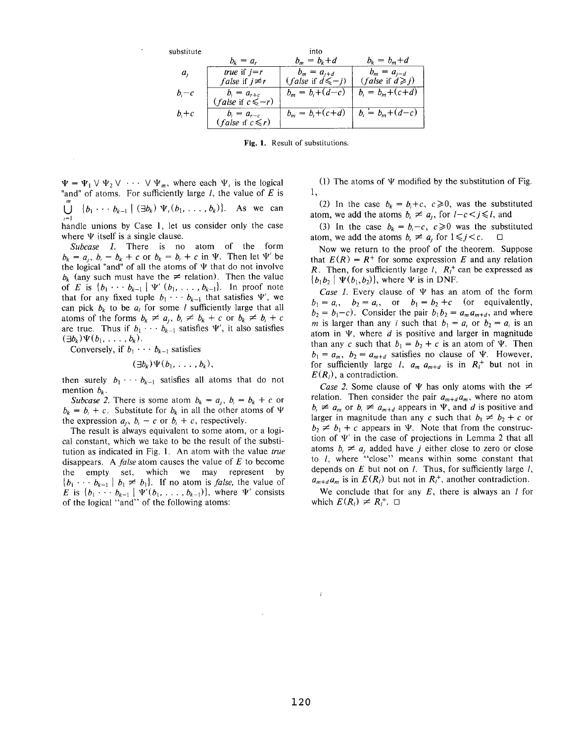| substitute | into $b_k = a_r$ | into $b_m = b_k+d$ | into $b_k = b_m+d$ |
|---|---|---|---|
| $a_j$ | *true* if $j=r$ *false* if $j \neq r$ | $b_m = a_{j+d}$ (*false* if $d \leq -j$) | $b_m = a_{j-d}$ (*false* if $d \geq j$) |
| $b_i - c$ | $b_i = a_{r+c}$ (*false* if $c \leq -r$) | $b_m = b_i + (d-c)$ | $b_i = b_m + (c+d)$ |
| $b_i + c$ | $b_i = a_{r-c}$ (*false* if $c \leq r$) | $b_m = b_i + (c+d)$ | $b_i = b_m + (d-c)$ |

**Fig. 1.** Result of substitutions.

$\Psi = \Psi_1 \vee \Psi_2 \vee \cdots \vee \Psi_m$, where each $\Psi_i$ is the logical "and" of atoms. For sufficiently large $l$, the value of $E$ is $\bigcup_{i=1}^{m} \{b_1 \cdots b_{k-1} \mid (\exists b_k)\, \Psi_i(b_1, \ldots, b_k)\}$. As we can handle unions by Case 1, let us consider only the case where $\Psi$ itself is a single clause.

*Subcase 1.* There is no atom of the form $b_k = a_j$, $b_i = b_k + c$ or $b_k = b_i + c$ in $\Psi$. Then let $\Psi'$ be the logical "and" of all the atoms of $\Psi$ that do not involve $b_k$ (any such must have the $\neq$ relation). Then the value of $E$ is $\{b_1 \cdots b_{k-1} \mid \Psi'(b_1, \ldots, b_{k-1})\}$. In proof note that for any fixed tuple $b_1 \cdots b_{k-1}$ that satisfies $\Psi'$, we can pick $b_k$ to be $a_l$ for some $l$ sufficiently large that all atoms of the forms $b_k \neq a_j$, $b_i \neq b_k + c$ or $b_k \neq b_i + c$ are true. Thus if $b_1 \cdots b_{k-1}$ satisfies $\Psi'$, it also satisfies $(\exists b_k)\Psi(b_1, \ldots, b_k)$.

Conversely, if $b_1 \cdots b_{k-1}$ satisfies

$$(\exists b_k)\Psi(b_1, \ldots, b_k),$$

then surely $b_1 \cdots b_{k-1}$ satisfies all atoms that do not mention $b_k$.

*Subcase 2.* There is some atom $b_k = a_j$, $b_i = b_k + c$ or $b_k = b_i + c$. Substitute for $b_k$ in all the other atoms of $\Psi$ the expression $a_j$, $b_i - c$ or $b_i + c$, respectively.

The result is always equivalent to some atom, or a logical constant, which we take to be the result of the substitution as indicated in Fig. 1. An atom with the value *true* disappears. A *false* atom causes the value of $E$ to become the empty set, which we may represent by $\{b_1 \cdots b_{k-1} \mid b_1 \neq b_1\}$. If no atom is *false*, the value of $E$ is $\{b_1 \cdots b_{k-1} \mid \Psi'(b_1, \ldots, b_{k-1})\}$, where $\Psi'$ consists of the logical "and" of the following atoms:

(1) The atoms of $\Psi$ modified by the substitution of Fig. 1,

(2) In the case $b_k = b_i + c$, $c \geq 0$, was the substituted atom, we add the atoms $b_i \neq a_j$, for $l - c < j \leq l$, and

(3) In the case $b_k = b_i - c$, $c \geq 0$ was the substituted atom, we add the atoms $b_i \neq a_j$ for $1 \leq j < c$. □

Now we return to the proof of the theorem. Suppose that $E(R) = R^+$ for some expression $E$ and any relation $R$. Then, for sufficiently large $l$, $R_l^+$ can be expressed as $\{b_1 b_2 \mid \Psi(b_1, b_2)\}$, where $\Psi$ is in DNF.

*Case 1.* Every clause of $\Psi$ has an atom of the form $b_1 = a_i$, $b_2 = a_i$, or $b_1 = b_2 + c$ (or equivalently, $b_2 = b_1 - c$). Consider the pair $b_1 b_2 = a_m a_{m+d}$, and where $m$ is larger than any $i$ such that $b_1 = a_i$ or $b_2 = a_i$ is an atom in $\Psi$, where $d$ is positive and larger in magnitude than any $c$ such that $b_1 = b_2 + c$ is an atom of $\Psi$. Then $b_1 = a_m$, $b_2 = a_{m+d}$ satisfies no clause of $\Psi$. However, for sufficiently large $l$, $a_m\, a_{m+d}$ is in $R_l^+$ but not in $E(R_l)$, a contradiction.

*Case 2.* Some clause of $\Psi$ has only atoms with the $\neq$ relation. Then consider the pair $a_{m+d} a_m$, where no atom $b_i \neq a_m$ or $b_i \neq a_{m+d}$ appears in $\Psi$, and $d$ is positive and larger in magnitude than any $c$ such that $b_1 \neq b_2 + c$ or $b_2 \neq b_1 + c$ appears in $\Psi$. Note that from the construction of $\Psi'$ in the case of projections in Lemma 2 that all atoms $b_i \neq a_j$ added have $j$ either close to zero or close to $l$, where "close" means within some constant that depends on $E$ but not on $l$. Thus, for sufficiently large $l$, $a_{m+d} a_m$ is in $E(R_l)$ but not in $R_l^+$, another contradiction.

We conclude that for any $E$, there is always an $l$ for which $E(R_l) \neq R_l^+$. □